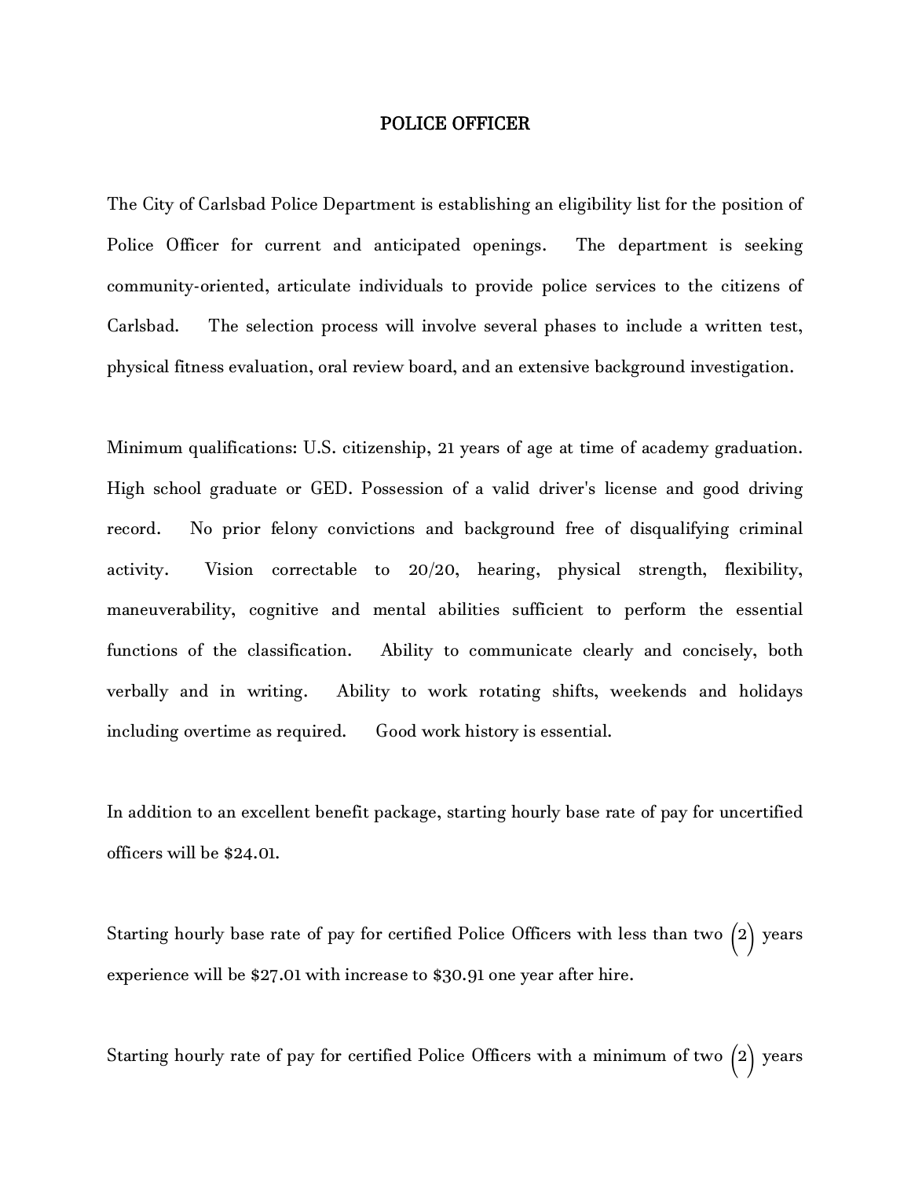# POLICE OFFICER

The City of Carlsbad Police Department is establishing an eligibility list for the position of Police Officer for current and anticipated openings. The department is seeking community-oriented, articulate individuals to provide police services to the citizens of Carlsbad. The selection process will involve several phases to include a written test, physical fitness evaluation, oral review board, and an extensive background investigation.

Minimum qualifications: U.S. citizenship, 21 years of age at time of academy graduation. High school graduate or GED. Possession of a valid driver's license and good driving record. No prior felony convictions and background free of disqualifying criminal activity. Vision correctable to 20/20, hearing, physical strength, flexibility, maneuverability, cognitive and mental abilities sufficient to perform the essential functions of the classification. Ability to communicate clearly and concisely, both verbally and in writing. Ability to work rotating shifts, weekends and holidays including overtime as required. Good work history is essential.

In addition to an excellent benefit package, starting hourly base rate of pay for uncertified officers will be $24.01.

Starting hourly base rate of pay for certified Police Officers with less than two (2) years experience will be $27.01 with increase to $30.91 one year after hire.

Starting hourly rate of pay for certified Police Officers with a minimum of two (2) years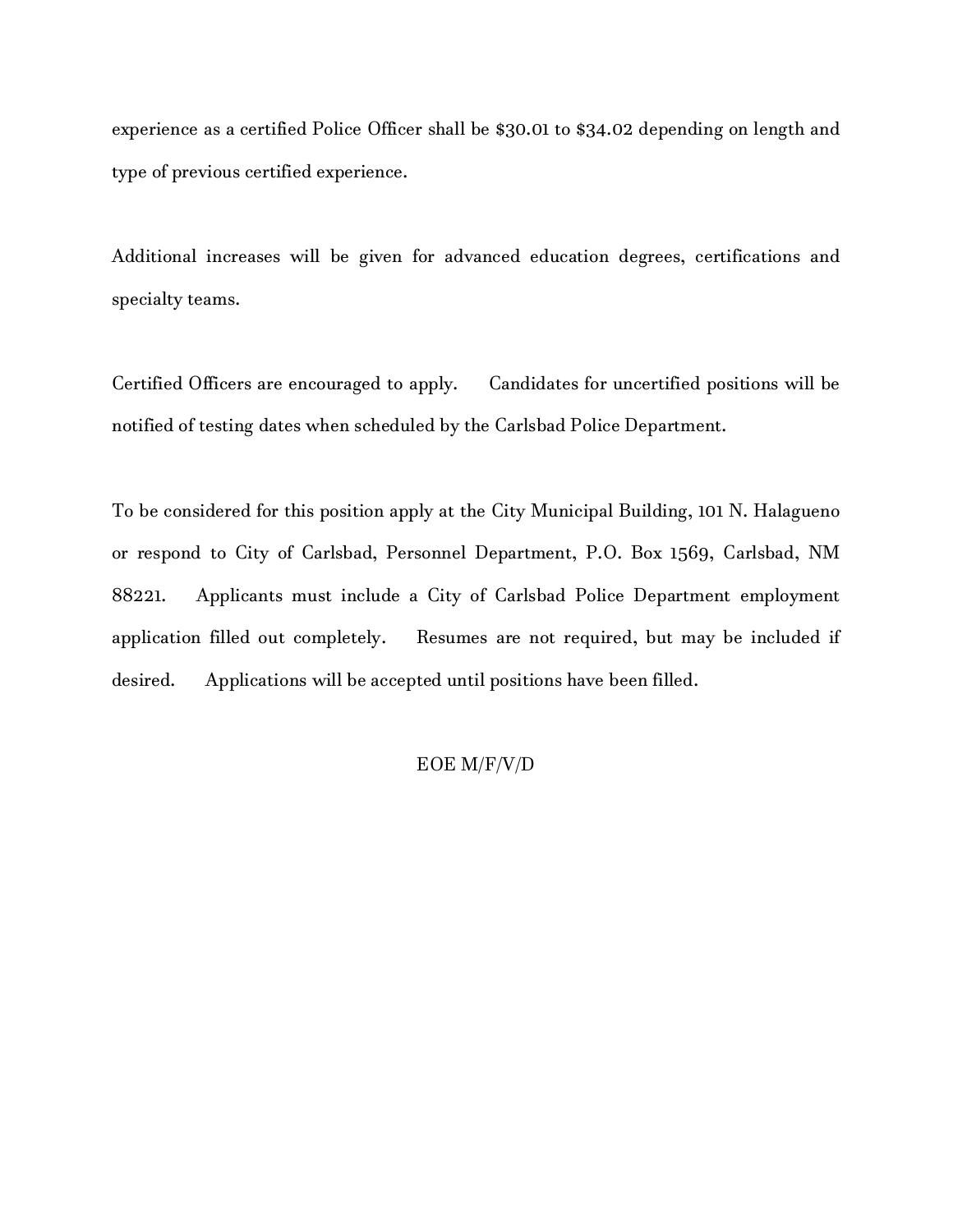experience as a certified Police Officer shall be $30.01 to $34.02 depending on length and type of previous certified experience.

Additional increases will be given for advanced education degrees, certifications and specialty teams.

Certified Officers are encouraged to apply. Candidates for uncertified positions will be notified of testing dates when scheduled by the Carlsbad Police Department.

To be considered for this position apply at the City Municipal Building, 101 N. Halagueno or respond to City of Carlsbad, Personnel Department, P.O. Box 1569, Carlsbad, NM 88221. Applicants must include a City of Carlsbad Police Department employment application filled out completely. Resumes are not required, but may be included if desired. Applications will be accepted until positions have been filled.

EOE M/F/V/D